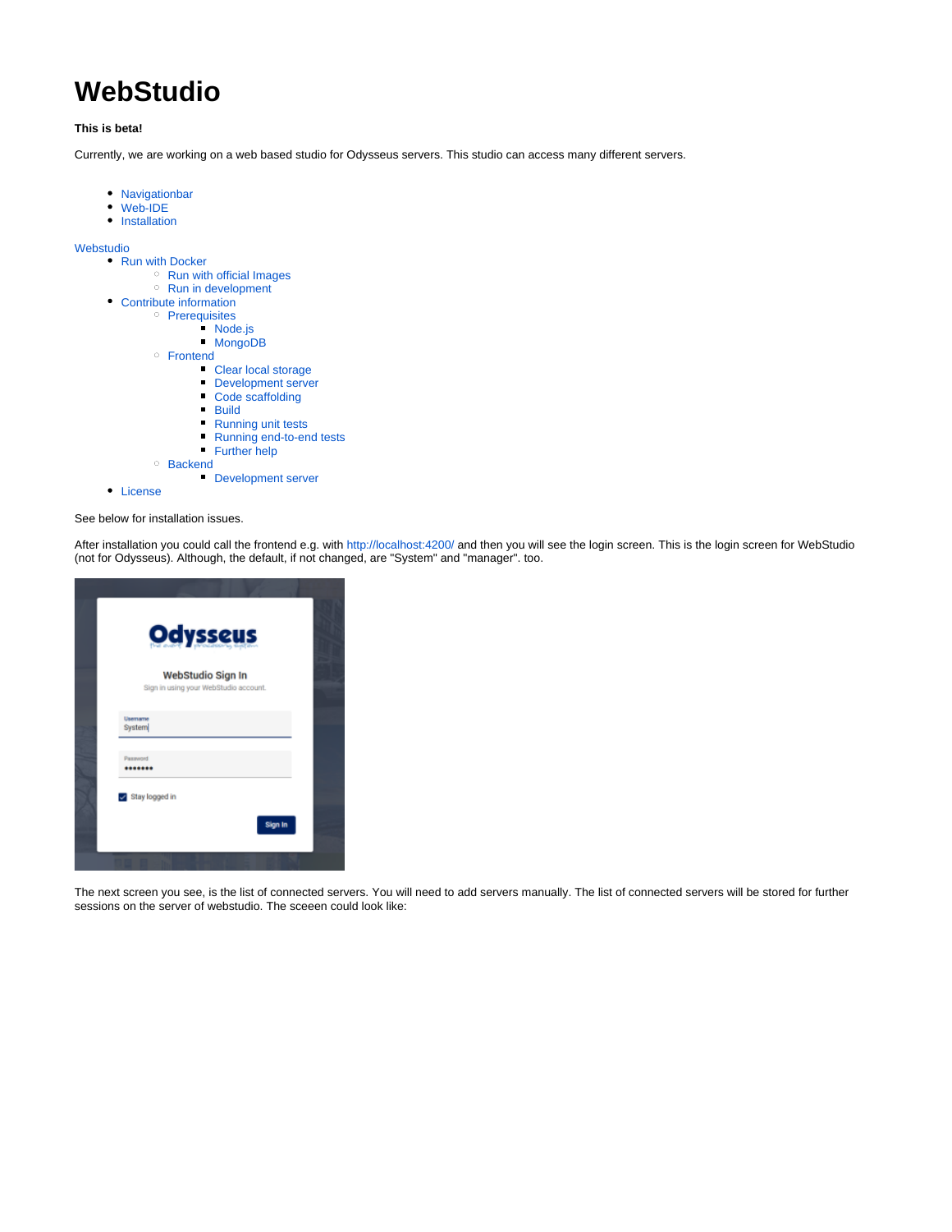# WebStudio

**This is beta!**

Currently, we are working on a web based studio for Odysseus servers. This studio can access many different servers.

- Navigationbar
- Web-IDE
- Installation

Webstudio

- Run with Docker
  - Run with official Images
  - Run in development
- Contribute information
  - Prerequisites
    - Node.js
    - MongoDB
  - Frontend
    - Clear local storage
    - Development server
    - Code scaffolding
    - Build
    - Running unit tests
    - Running end-to-end tests
    - Further help
  - Backend
    - Development server
- License

See below for installation issues.

After installation you could call the frontend e.g. with http://localhost:4200/ and then you will see the login screen. This is the login screen for WebStudio (not for Odysseus). Although, the default, if not changed, are "System" and "manager". too.

The next screen you see, is the list of connected servers. You will need to add servers manually. The list of connected servers will be stored for further sessions on the server of webstudio. The sceeen could look like: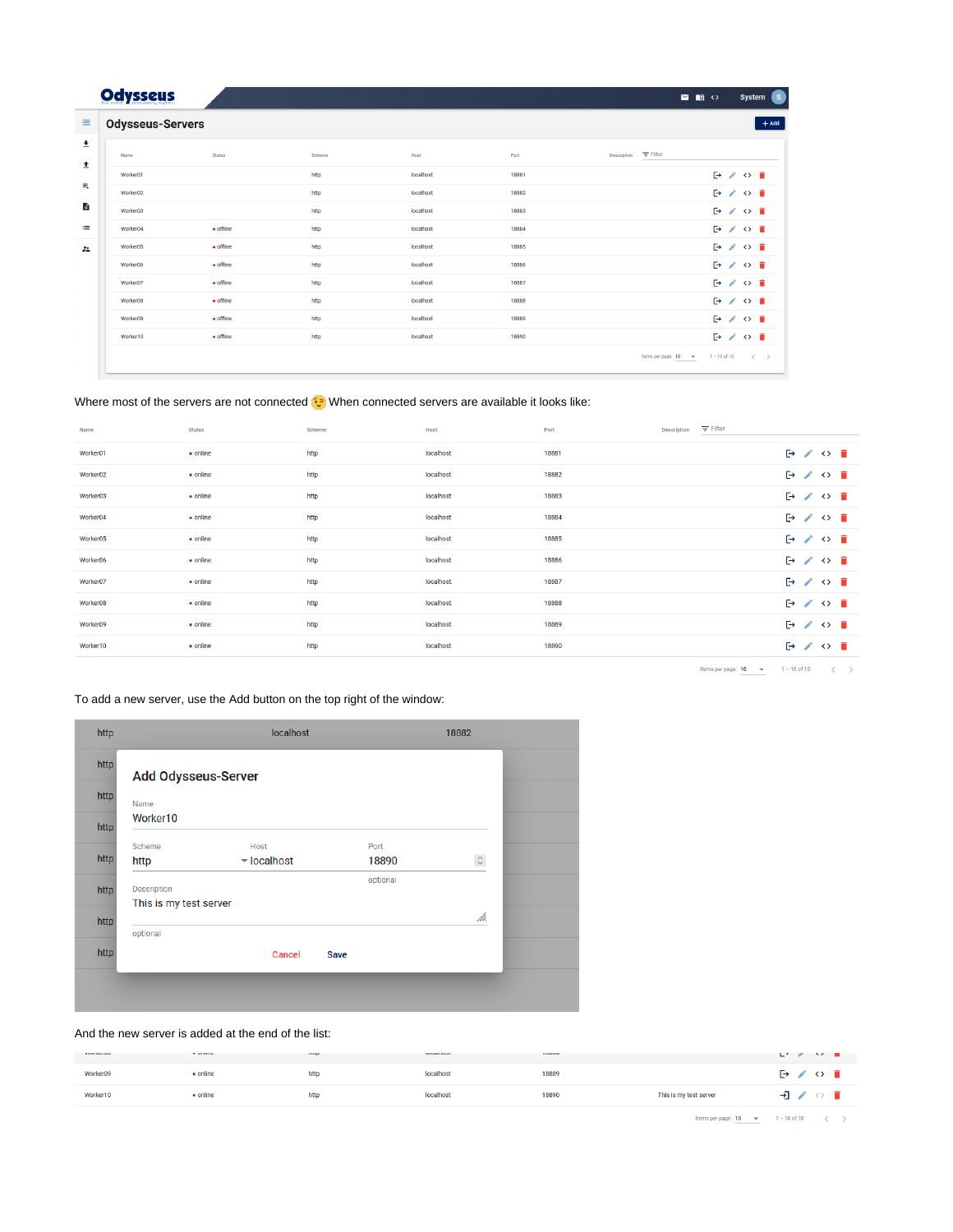Where most of the servers are not connected 😉 When connected servers are available it looks like:

| Name | Status | Scheme | Host | Port | Description |
|---|---|---|---|---|---|
| Worker01 | • online | http | localhost | 18881 | |
| Worker02 | • online | http | localhost | 18882 | |
| Worker03 | • online | http | localhost | 18883 | |
| Worker04 | • online | http | localhost | 18884 | |
| Worker05 | • online | http | localhost | 18885 | |
| Worker06 | • online | http | localhost | 18886 | |
| Worker07 | • online | http | localhost | 18887 | |
| Worker08 | • online | http | localhost | 18888 | |
| Worker09 | • online | http | localhost | 18889 | |
| Worker10 | • online | http | localhost | 18890 | |

To add a new server, use the Add button on the top right of the window:

And the new server is added at the end of the list:

| Name | Status | Scheme | Host | Port | Description |
|---|---|---|---|---|---|
| Worker09 | • online | http | localhost | 18889 | |
| Worker10 | • online | http | localhost | 18890 | This is my test server |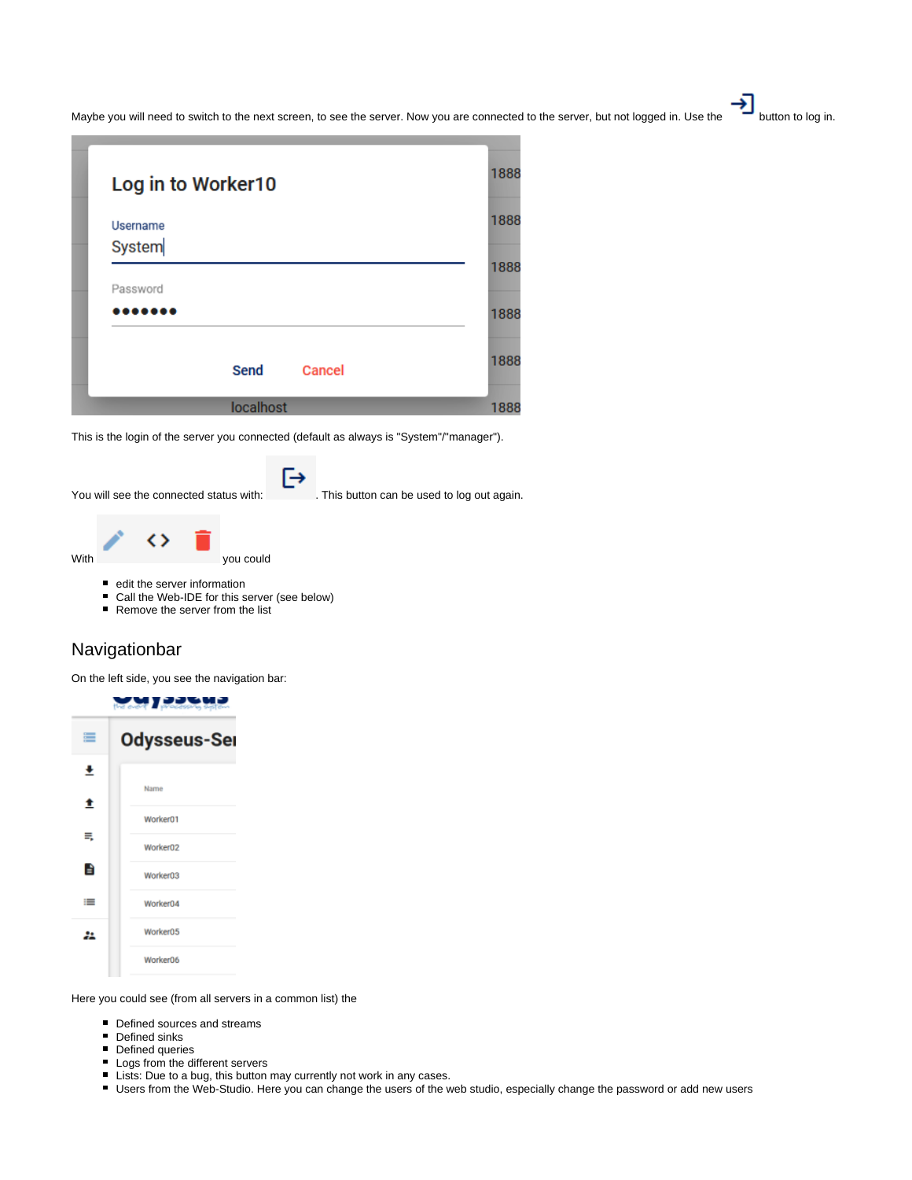Maybe you will need to switch to the next screen, to see the server. Now you are connected to the server, but not logged in. Use the button to log in.

This is the login of the server you connected (default as always is "System"/"manager").

You will see the connected status with: . This button can be used to log out again.

With you could

- edit the server information
- Call the Web-IDE for this server (see below)
- Remove the server from the list

## Navigationbar

On the left side, you see the navigation bar:

Here you could see (from all servers in a common list) the

- Defined sources and streams
- Defined sinks
- Defined queries
- Logs from the different servers
- Lists: Due to a bug, this button may currently not work in any cases.
- Users from the Web-Studio. Here you can change the users of the web studio, especially change the password or add new users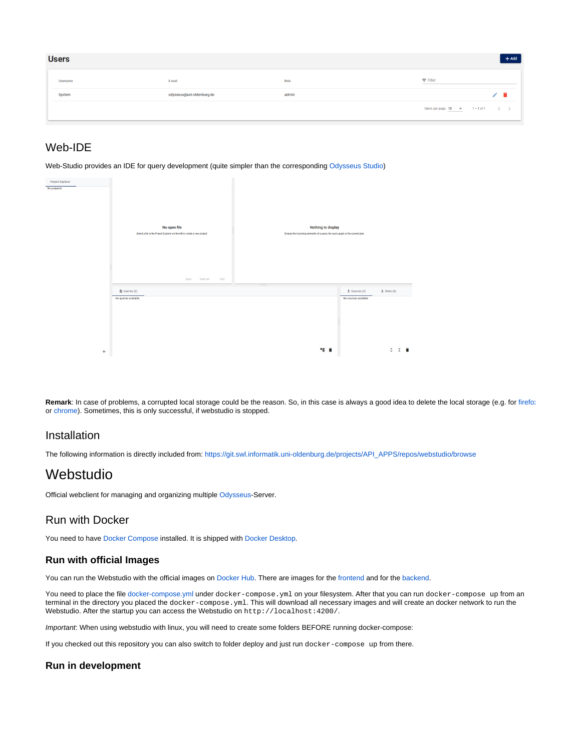| Username | E-mail | Role | |
|---|---|---|---|
| System | odysseus@uni-oldenburg.de | admin | |

## Web-IDE

Web-Studio provides an IDE for query development (quite simpler than the corresponding Odysseus Studio)

**Remark**: In case of problems, a corrupted local storage could be the reason. So, in this case is always a good idea to delete the local storage (e.g. for firefox or chrome). Sometimes, this is only successful, if webstudio is stopped.

## Installation

The following information is directly included from: https://git.swl.informatik.uni-oldenburg.de/projects/API_APPS/repos/webstudio/browse

# Webstudio

Official webclient for managing and organizing multiple Odysseus-Server.

## Run with Docker

You need to have Docker Compose installed. It is shipped with Docker Desktop.

### Run with official Images

You can run the Webstudio with the official images on Docker Hub. There are images for the frontend and for the backend.

You need to place the file docker-compose.yml under `docker-compose.yml` on your filesystem. After that you can run `docker-compose up` from an terminal in the directory you placed the `docker-compose.yml`. This will download all necessary images and will create an docker network to run the Webstudio. After the startup you can access the Webstudio on `http://localhost:4200/`.

*Important*: When using webstudio with linux, you will need to create some folders BEFORE running docker-compose:

If you checked out this repository you can also switch to folder deploy and just run `docker-compose up` from there.

### Run in development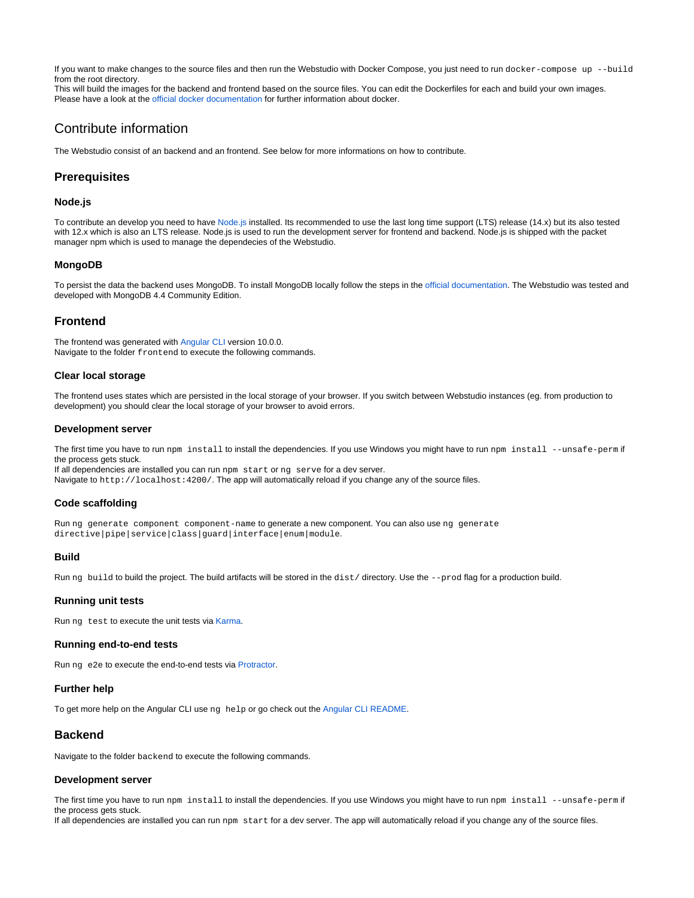If you want to make changes to the source files and then run the Webstudio with Docker Compose, you just need to run `docker-compose up --build` from the root directory.
This will build the images for the backend and frontend based on the source files. You can edit the Dockerfiles for each and build your own images.
Please have a look at the [official docker documentation](#) for further information about docker.

# Contribute information

The Webstudio consist of an backend and an frontend. See below for more informations on how to contribute.

## Prerequisites

### Node.js

To contribute an develop you need to have [Node.js](#) installed. Its recommended to use the last long time support (LTS) release (14.x) but its also tested with 12.x which is also an LTS release. Node.js is used to run the development server for frontend and backend. Node.js is shipped with the packet manager npm which is used to manage the dependecies of the Webstudio.

### MongoDB

To persist the data the backend uses MongoDB. To install MongoDB locally follow the steps in the [official documentation](#). The Webstudio was tested and developed with MongoDB 4.4 Community Edition.

## Frontend

The frontend was generated with [Angular CLI](#) version 10.0.0.
Navigate to the folder `frontend` to execute the following commands.

### Clear local storage

The frontend uses states which are persisted in the local storage of your browser. If you switch between Webstudio instances (eg. from production to development) you should clear the local storage of your browser to avoid errors.

### Development server

The first time you have to run `npm install` to install the dependencies. If you use Windows you might have to run `npm install --unsafe-perm` if the process gets stuck.
If all dependencies are installed you can run `npm start` or `ng serve` for a dev server.
Navigate to `http://localhost:4200/`. The app will automatically reload if you change any of the source files.

### Code scaffolding

Run `ng generate component component-name` to generate a new component. You can also use `ng generate directive|pipe|service|class|guard|interface|enum|module`.

### Build

Run `ng build` to build the project. The build artifacts will be stored in the `dist/` directory. Use the `--prod` flag for a production build.

### Running unit tests

Run `ng test` to execute the unit tests via [Karma](#).

### Running end-to-end tests

Run `ng e2e` to execute the end-to-end tests via [Protractor](#).

### Further help

To get more help on the Angular CLI use `ng help` or go check out the [Angular CLI README](#).

## Backend

Navigate to the folder `backend` to execute the following commands.

### Development server

The first time you have to run `npm install` to install the dependencies. If you use Windows you might have to run `npm install --unsafe-perm` if the process gets stuck.
If all dependencies are installed you can run `npm start` for a dev server. The app will automatically reload if you change any of the source files.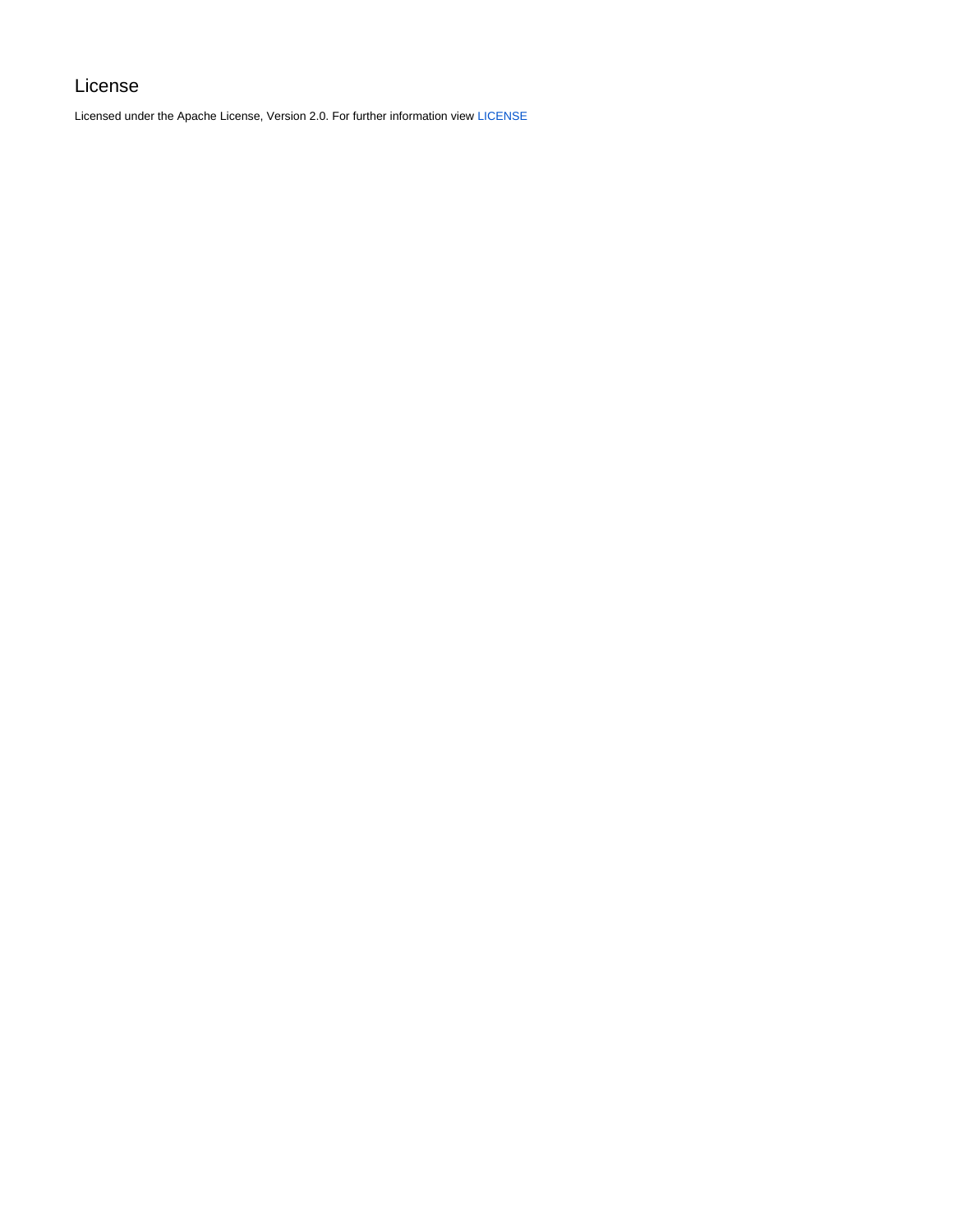## License

Licensed under the Apache License, Version 2.0. For further information view LICENSE